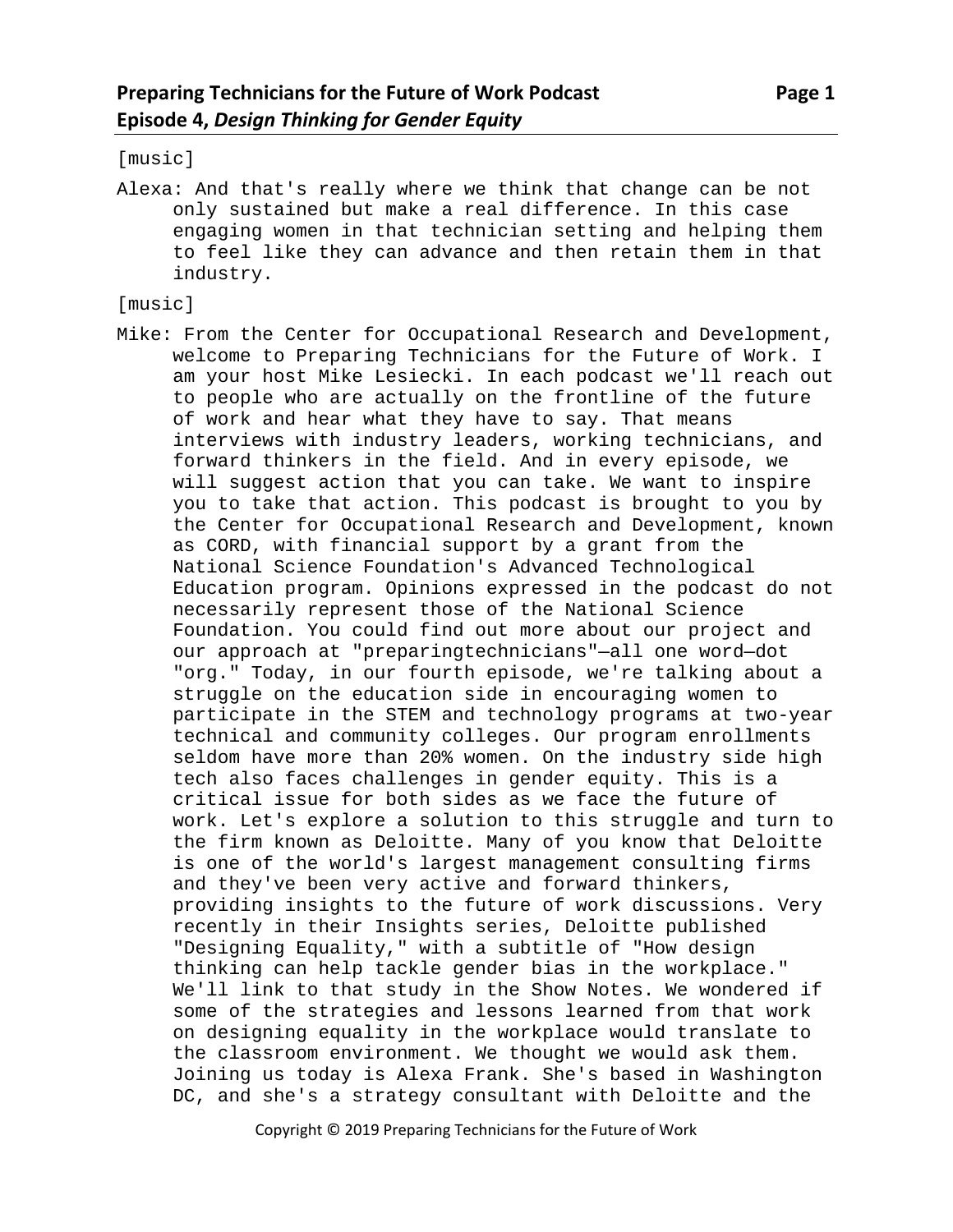[music]

Alexa: And that's really where we think that change can be not only sustained but make a real difference. In this case engaging women in that technician setting and helping them to feel like they can advance and then retain them in that industry.

[music]

Mike: From the Center for Occupational Research and Development, welcome to Preparing Technicians for the Future of Work. I am your host Mike Lesiecki. In each podcast we'll reach out to people who are actually on the frontline of the future of work and hear what they have to say. That means interviews with industry leaders, working technicians, and forward thinkers in the field. And in every episode, we will suggest action that you can take. We want to inspire you to take that action. This podcast is brought to you by the Center for Occupational Research and Development, known as CORD, with financial support by a grant from the National Science Foundation's Advanced Technological Education program. Opinions expressed in the podcast do not necessarily represent those of the National Science Foundation. You could find out more about our project and our approach at "preparingtechnicians"—all one word—dot "org." Today, in our fourth episode, we're talking about a struggle on the education side in encouraging women to participate in the STEM and technology programs at two-year technical and community colleges. Our program enrollments seldom have more than 20% women. On the industry side high tech also faces challenges in gender equity. This is a critical issue for both sides as we face the future of work. Let's explore a solution to this struggle and turn to the firm known as Deloitte. Many of you know that Deloitte is one of the world's largest management consulting firms and they've been very active and forward thinkers, providing insights to the future of work discussions. Very recently in their Insights series, Deloitte published "Designing Equality," with a subtitle of "How design thinking can help tackle gender bias in the workplace." We'll link to that study in the Show Notes. We wondered if some of the strategies and lessons learned from that work on designing equality in the workplace would translate to the classroom environment. We thought we would ask them. Joining us today is Alexa Frank. She's based in Washington DC, and she's a strategy consultant with Deloitte and the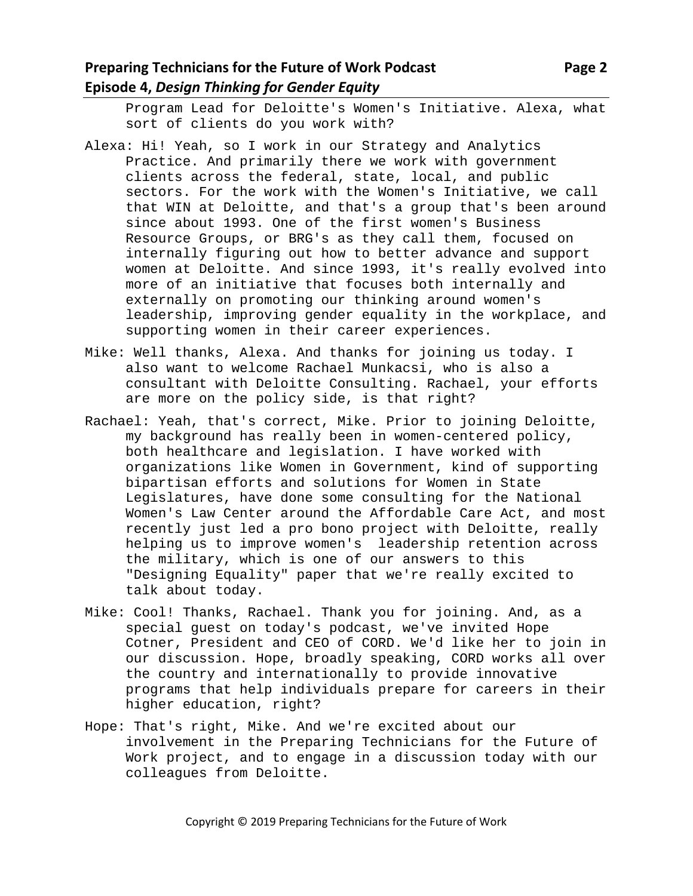Program Lead for Deloitte's Women's Initiative. Alexa, what sort of clients do you work with?

Alexa: Hi! Yeah, so I work in our Strategy and Analytics Practice. And primarily there we work with government clients across the federal, state, local, and public sectors. For the work with the Women's Initiative, we call that WIN at Deloitte, and that's a group that's been around since about 1993. One of the first women's Business Resource Groups, or BRG's as they call them, focused on internally figuring out how to better advance and support women at Deloitte. And since 1993, it's really evolved into more of an initiative that focuses both internally and externally on promoting our thinking around women's leadership, improving gender equality in the workplace, and supporting women in their career experiences.

Mike: Well thanks, Alexa. And thanks for joining us today. I also want to welcome Rachael Munkacsi, who is also a consultant with Deloitte Consulting. Rachael, your efforts are more on the policy side, is that right?

Rachael: Yeah, that's correct, Mike. Prior to joining Deloitte, my background has really been in women-centered policy, both healthcare and legislation. I have worked with organizations like Women in Government, kind of supporting bipartisan efforts and solutions for Women in State Legislatures, have done some consulting for the National Women's Law Center around the Affordable Care Act, and most recently just led a pro bono project with Deloitte, really helping us to improve women's leadership retention across the military, which is one of our answers to this "Designing Equality" paper that we're really excited to talk about today.

Mike: Cool! Thanks, Rachael. Thank you for joining. And, as a special guest on today's podcast, we've invited Hope Cotner, President and CEO of CORD. We'd like her to join in our discussion. Hope, broadly speaking, CORD works all over the country and internationally to provide innovative programs that help individuals prepare for careers in their higher education, right?

Hope: That's right, Mike. And we're excited about our involvement in the Preparing Technicians for the Future of Work project, and to engage in a discussion today with our colleagues from Deloitte.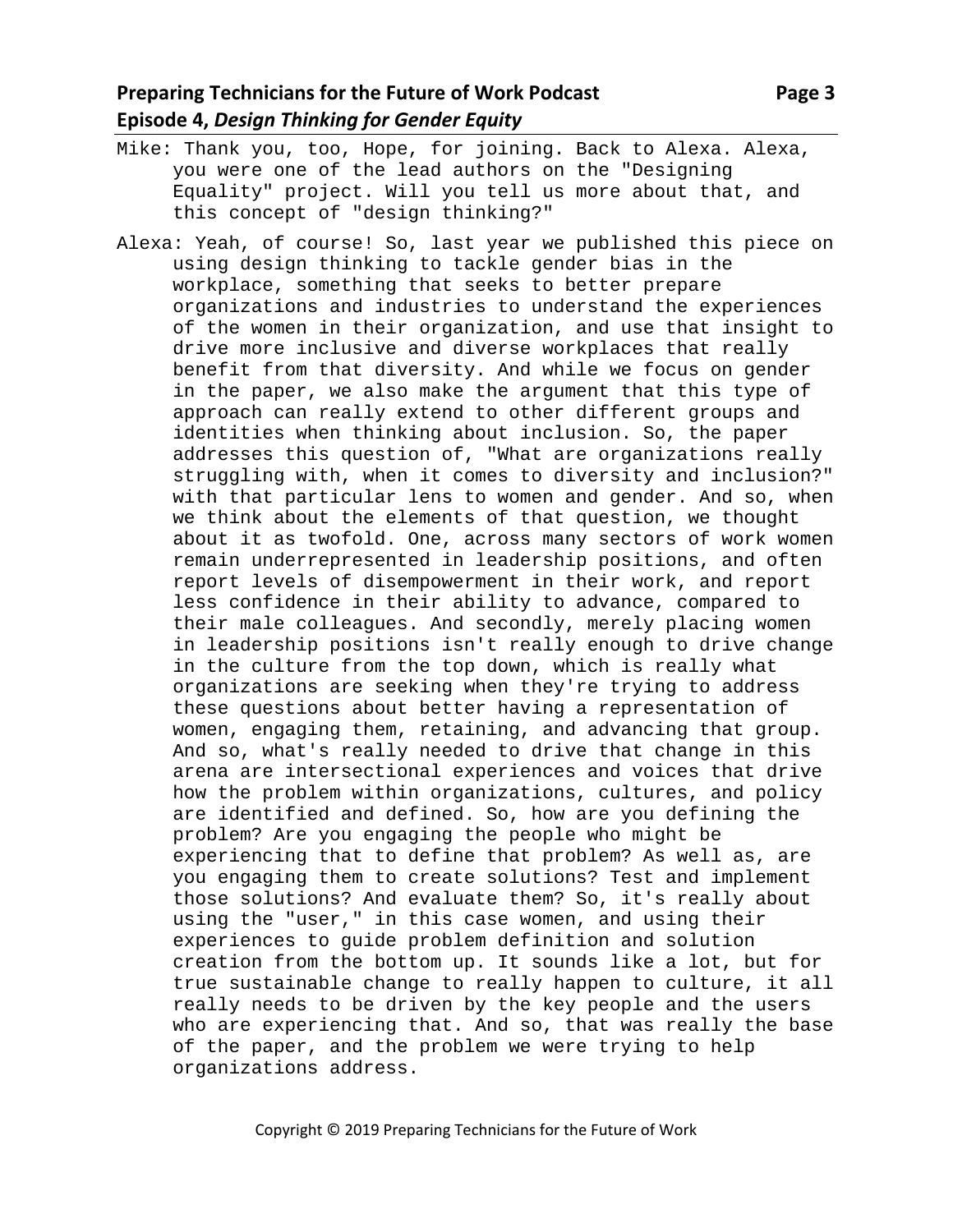Mike: Thank you, too, Hope, for joining. Back to Alexa. Alexa, you were one of the lead authors on the "Designing Equality" project. Will you tell us more about that, and this concept of "design thinking?"

Alexa: Yeah, of course! So, last year we published this piece on using design thinking to tackle gender bias in the workplace, something that seeks to better prepare organizations and industries to understand the experiences of the women in their organization, and use that insight to drive more inclusive and diverse workplaces that really benefit from that diversity. And while we focus on gender in the paper, we also make the argument that this type of approach can really extend to other different groups and identities when thinking about inclusion. So, the paper addresses this question of, "What are organizations really struggling with, when it comes to diversity and inclusion?" with that particular lens to women and gender. And so, when we think about the elements of that question, we thought about it as twofold. One, across many sectors of work women remain underrepresented in leadership positions, and often report levels of disempowerment in their work, and report less confidence in their ability to advance, compared to their male colleagues. And secondly, merely placing women in leadership positions isn't really enough to drive change in the culture from the top down, which is really what organizations are seeking when they're trying to address these questions about better having a representation of women, engaging them, retaining, and advancing that group. And so, what's really needed to drive that change in this arena are intersectional experiences and voices that drive how the problem within organizations, cultures, and policy are identified and defined. So, how are you defining the problem? Are you engaging the people who might be experiencing that to define that problem? As well as, are you engaging them to create solutions? Test and implement those solutions? And evaluate them? So, it's really about using the "user," in this case women, and using their experiences to guide problem definition and solution creation from the bottom up. It sounds like a lot, but for true sustainable change to really happen to culture, it all really needs to be driven by the key people and the users who are experiencing that. And so, that was really the base of the paper, and the problem we were trying to help organizations address.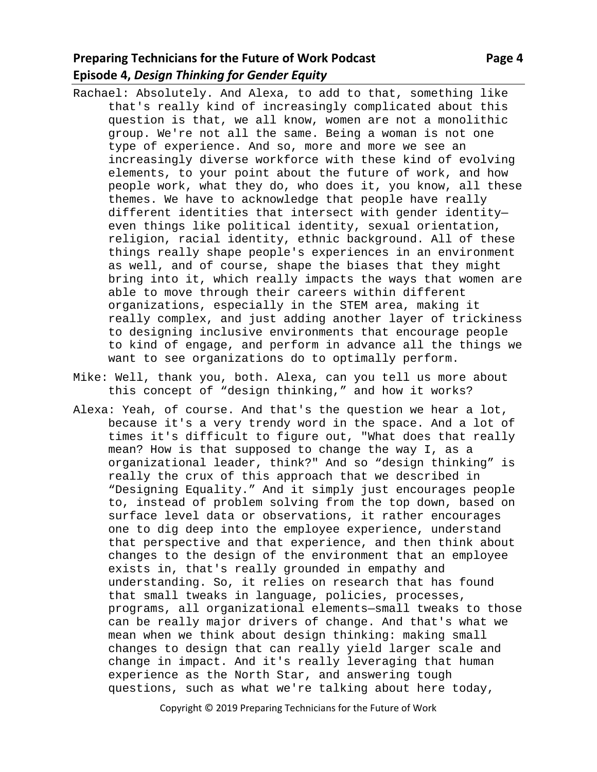Rachael: Absolutely. And Alexa, to add to that, something like that's really kind of increasingly complicated about this question is that, we all know, women are not a monolithic group. We're not all the same. Being a woman is not one type of experience. And so, more and more we see an increasingly diverse workforce with these kind of evolving elements, to your point about the future of work, and how people work, what they do, who does it, you know, all these themes. We have to acknowledge that people have really different identities that intersect with gender identity—even things like political identity, sexual orientation, religion, racial identity, ethnic background. All of these things really shape people's experiences in an environment as well, and of course, shape the biases that they might bring into it, which really impacts the ways that women are able to move through their careers within different organizations, especially in the STEM area, making it really complex, and just adding another layer of trickiness to designing inclusive environments that encourage people to kind of engage, and perform in advance all the things we want to see organizations do to optimally perform.

Mike: Well, thank you, both. Alexa, can you tell us more about this concept of "design thinking," and how it works?

Alexa: Yeah, of course. And that's the question we hear a lot, because it's a very trendy word in the space. And a lot of times it's difficult to figure out, "What does that really mean? How is that supposed to change the way I, as a organizational leader, think?" And so "design thinking" is really the crux of this approach that we described in "Designing Equality." And it simply just encourages people to, instead of problem solving from the top down, based on surface level data or observations, it rather encourages one to dig deep into the employee experience, understand that perspective and that experience, and then think about changes to the design of the environment that an employee exists in, that's really grounded in empathy and understanding. So, it relies on research that has found that small tweaks in language, policies, processes, programs, all organizational elements—small tweaks to those can be really major drivers of change. And that's what we mean when we think about design thinking: making small changes to design that can really yield larger scale and change in impact. And it's really leveraging that human experience as the North Star, and answering tough questions, such as what we're talking about here today,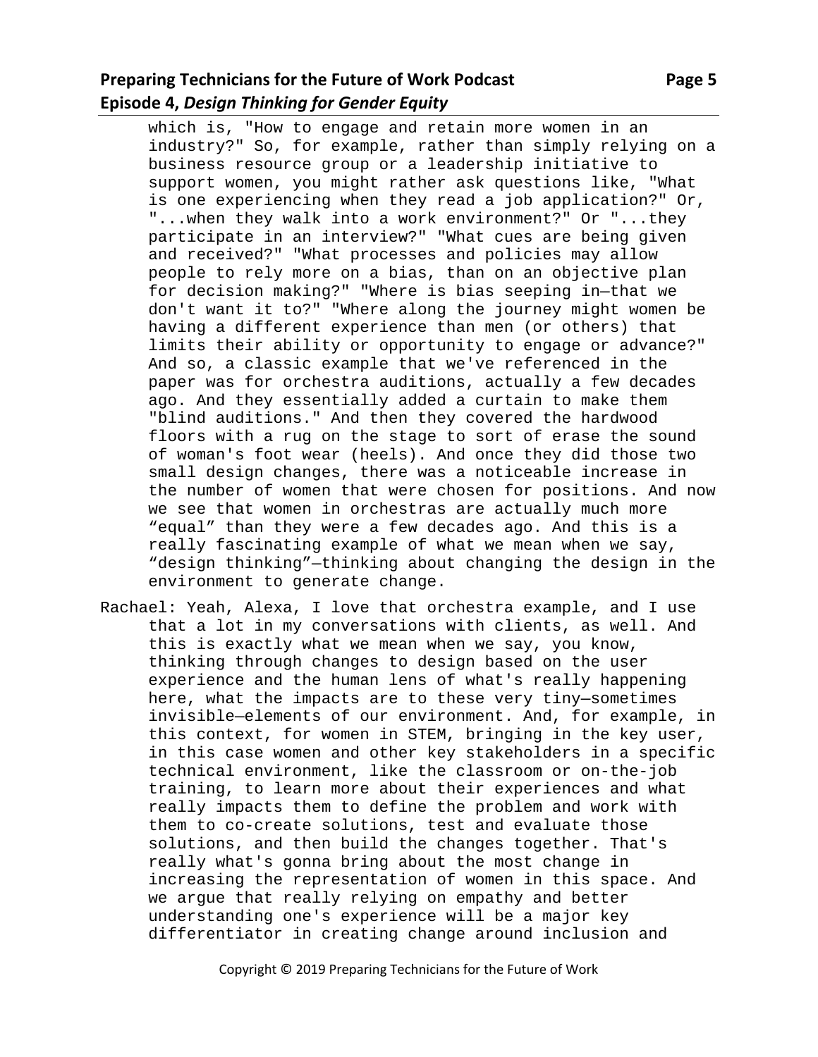which is, "How to engage and retain more women in an industry?" So, for example, rather than simply relying on a business resource group or a leadership initiative to support women, you might rather ask questions like, "What is one experiencing when they read a job application?" Or, "...when they walk into a work environment?" Or "...they participate in an interview?" "What cues are being given and received?" "What processes and policies may allow people to rely more on a bias, than on an objective plan for decision making?" "Where is bias seeping in—that we don't want it to?" "Where along the journey might women be having a different experience than men (or others) that limits their ability or opportunity to engage or advance?" And so, a classic example that we've referenced in the paper was for orchestra auditions, actually a few decades ago. And they essentially added a curtain to make them "blind auditions." And then they covered the hardwood floors with a rug on the stage to sort of erase the sound of woman's foot wear (heels). And once they did those two small design changes, there was a noticeable increase in the number of women that were chosen for positions. And now we see that women in orchestras are actually much more “equal” than they were a few decades ago. And this is a really fascinating example of what we mean when we say, “design thinking”—thinking about changing the design in the environment to generate change.

Rachael: Yeah, Alexa, I love that orchestra example, and I use that a lot in my conversations with clients, as well. And this is exactly what we mean when we say, you know, thinking through changes to design based on the user experience and the human lens of what's really happening here, what the impacts are to these very tiny—sometimes invisible—elements of our environment. And, for example, in this context, for women in STEM, bringing in the key user, in this case women and other key stakeholders in a specific technical environment, like the classroom or on-the-job training, to learn more about their experiences and what really impacts them to define the problem and work with them to co-create solutions, test and evaluate those solutions, and then build the changes together. That's really what's gonna bring about the most change in increasing the representation of women in this space. And we argue that really relying on empathy and better understanding one's experience will be a major key differentiator in creating change around inclusion and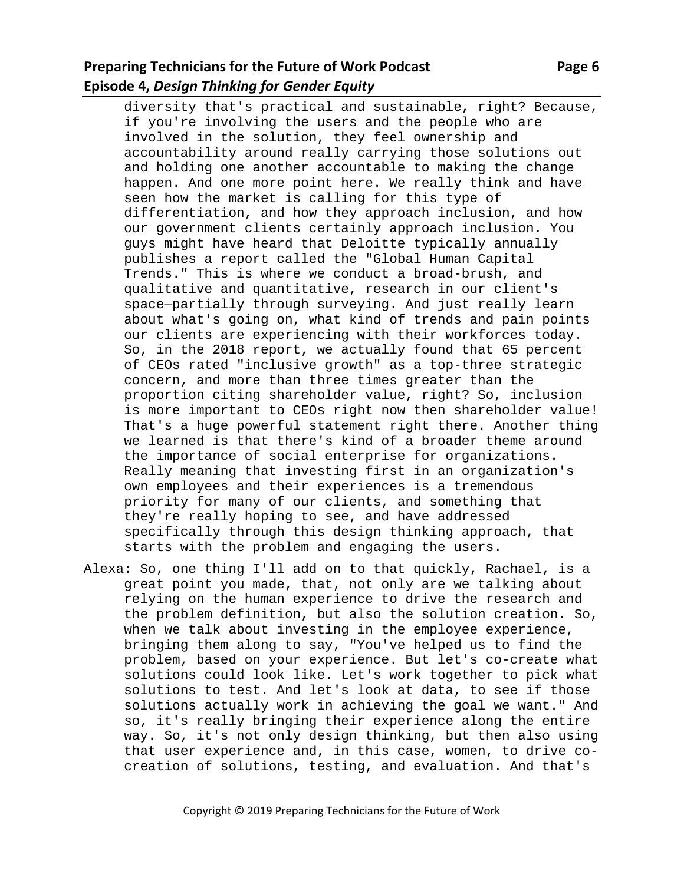diversity that's practical and sustainable, right? Because, if you're involving the users and the people who are involved in the solution, they feel ownership and accountability around really carrying those solutions out and holding one another accountable to making the change happen. And one more point here. We really think and have seen how the market is calling for this type of differentiation, and how they approach inclusion, and how our government clients certainly approach inclusion. You guys might have heard that Deloitte typically annually publishes a report called the "Global Human Capital Trends." This is where we conduct a broad-brush, and qualitative and quantitative, research in our client's space—partially through surveying. And just really learn about what's going on, what kind of trends and pain points our clients are experiencing with their workforces today. So, in the 2018 report, we actually found that 65 percent of CEOs rated "inclusive growth" as a top-three strategic concern, and more than three times greater than the proportion citing shareholder value, right? So, inclusion is more important to CEOs right now then shareholder value! That's a huge powerful statement right there. Another thing we learned is that there's kind of a broader theme around the importance of social enterprise for organizations. Really meaning that investing first in an organization's own employees and their experiences is a tremendous priority for many of our clients, and something that they're really hoping to see, and have addressed specifically through this design thinking approach, that starts with the problem and engaging the users.

Alexa: So, one thing I'll add on to that quickly, Rachael, is a great point you made, that, not only are we talking about relying on the human experience to drive the research and the problem definition, but also the solution creation. So, when we talk about investing in the employee experience, bringing them along to say, "You've helped us to find the problem, based on your experience. But let's co-create what solutions could look like. Let's work together to pick what solutions to test. And let's look at data, to see if those solutions actually work in achieving the goal we want." And so, it's really bringing their experience along the entire way. So, it's not only design thinking, but then also using that user experience and, in this case, women, to drive co-creation of solutions, testing, and evaluation. And that's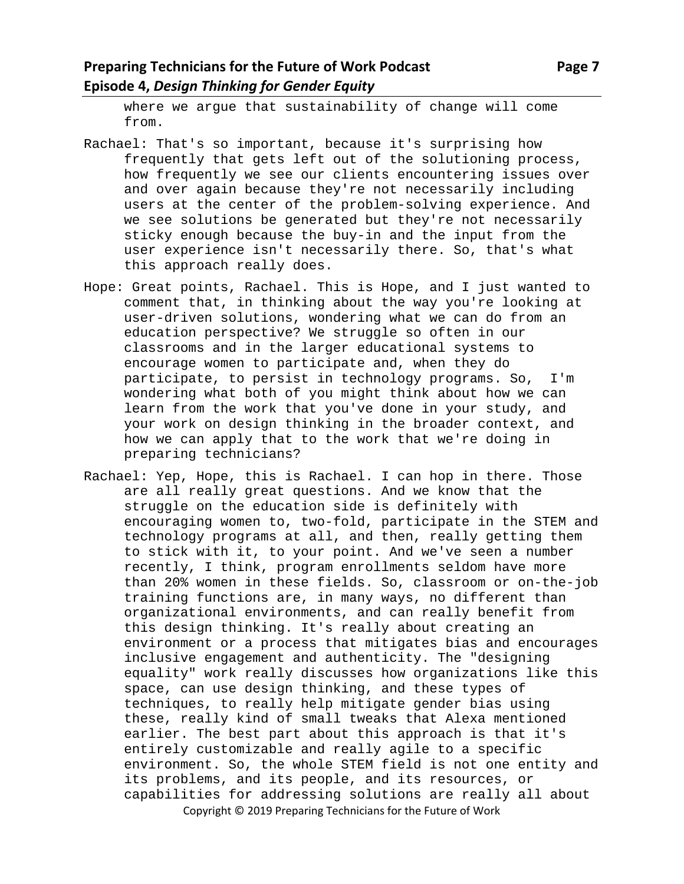where we argue that sustainability of change will come from.

Rachael: That's so important, because it's surprising how frequently that gets left out of the solutioning process, how frequently we see our clients encountering issues over and over again because they're not necessarily including users at the center of the problem-solving experience. And we see solutions be generated but they're not necessarily sticky enough because the buy-in and the input from the user experience isn't necessarily there. So, that's what this approach really does.

Hope: Great points, Rachael. This is Hope, and I just wanted to comment that, in thinking about the way you're looking at user-driven solutions, wondering what we can do from an education perspective? We struggle so often in our classrooms and in the larger educational systems to encourage women to participate and, when they do participate, to persist in technology programs. So, I'm wondering what both of you might think about how we can learn from the work that you've done in your study, and your work on design thinking in the broader context, and how we can apply that to the work that we're doing in preparing technicians?

Rachael: Yep, Hope, this is Rachael. I can hop in there. Those are all really great questions. And we know that the struggle on the education side is definitely with encouraging women to, two-fold, participate in the STEM and technology programs at all, and then, really getting them to stick with it, to your point. And we've seen a number recently, I think, program enrollments seldom have more than 20% women in these fields. So, classroom or on-the-job training functions are, in many ways, no different than organizational environments, and can really benefit from this design thinking. It's really about creating an environment or a process that mitigates bias and encourages inclusive engagement and authenticity. The "designing equality" work really discusses how organizations like this space, can use design thinking, and these types of techniques, to really help mitigate gender bias using these, really kind of small tweaks that Alexa mentioned earlier. The best part about this approach is that it's entirely customizable and really agile to a specific environment. So, the whole STEM field is not one entity and its problems, and its people, and its resources, or capabilities for addressing solutions are really all about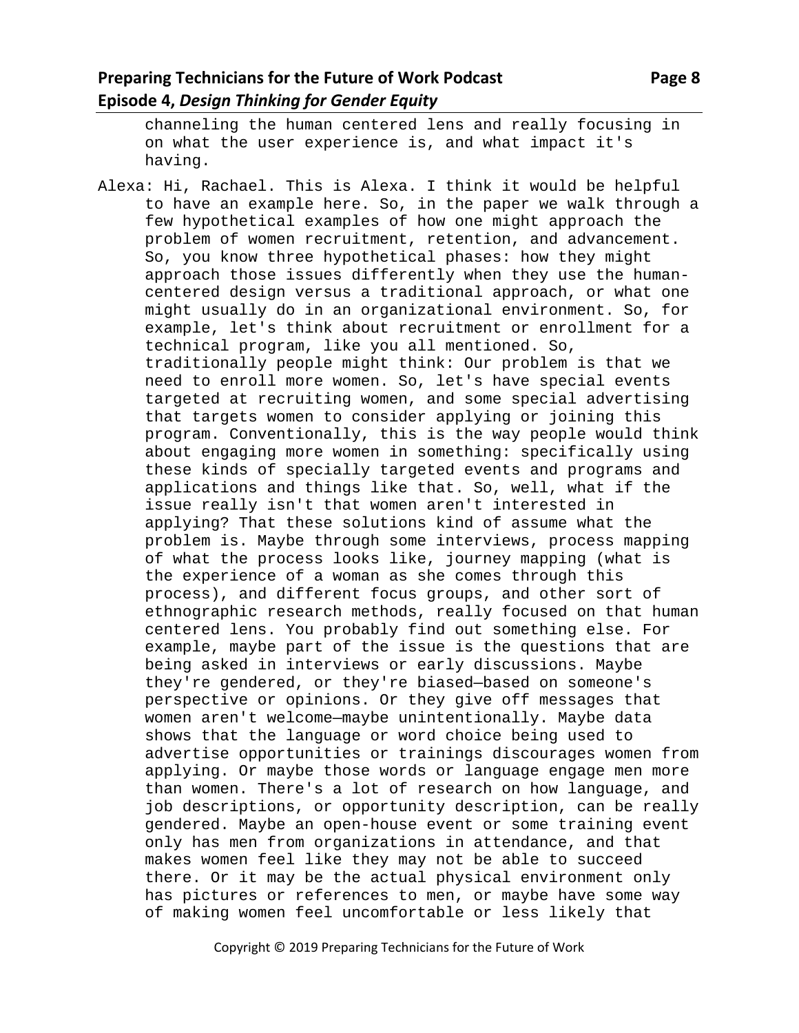channeling the human centered lens and really focusing in on what the user experience is, and what impact it's having.

Alexa: Hi, Rachael. This is Alexa. I think it would be helpful to have an example here. So, in the paper we walk through a few hypothetical examples of how one might approach the problem of women recruitment, retention, and advancement. So, you know three hypothetical phases: how they might approach those issues differently when they use the human-centered design versus a traditional approach, or what one might usually do in an organizational environment. So, for example, let's think about recruitment or enrollment for a technical program, like you all mentioned. So, traditionally people might think: Our problem is that we need to enroll more women. So, let's have special events targeted at recruiting women, and some special advertising that targets women to consider applying or joining this program. Conventionally, this is the way people would think about engaging more women in something: specifically using these kinds of specially targeted events and programs and applications and things like that. So, well, what if the issue really isn't that women aren't interested in applying? That these solutions kind of assume what the problem is. Maybe through some interviews, process mapping of what the process looks like, journey mapping (what is the experience of a woman as she comes through this process), and different focus groups, and other sort of ethnographic research methods, really focused on that human centered lens. You probably find out something else. For example, maybe part of the issue is the questions that are being asked in interviews or early discussions. Maybe they're gendered, or they're biased—based on someone's perspective or opinions. Or they give off messages that women aren't welcome—maybe unintentionally. Maybe data shows that the language or word choice being used to advertise opportunities or trainings discourages women from applying. Or maybe those words or language engage men more than women. There's a lot of research on how language, and job descriptions, or opportunity description, can be really gendered. Maybe an open-house event or some training event only has men from organizations in attendance, and that makes women feel like they may not be able to succeed there. Or it may be the actual physical environment only has pictures or references to men, or maybe have some way of making women feel uncomfortable or less likely that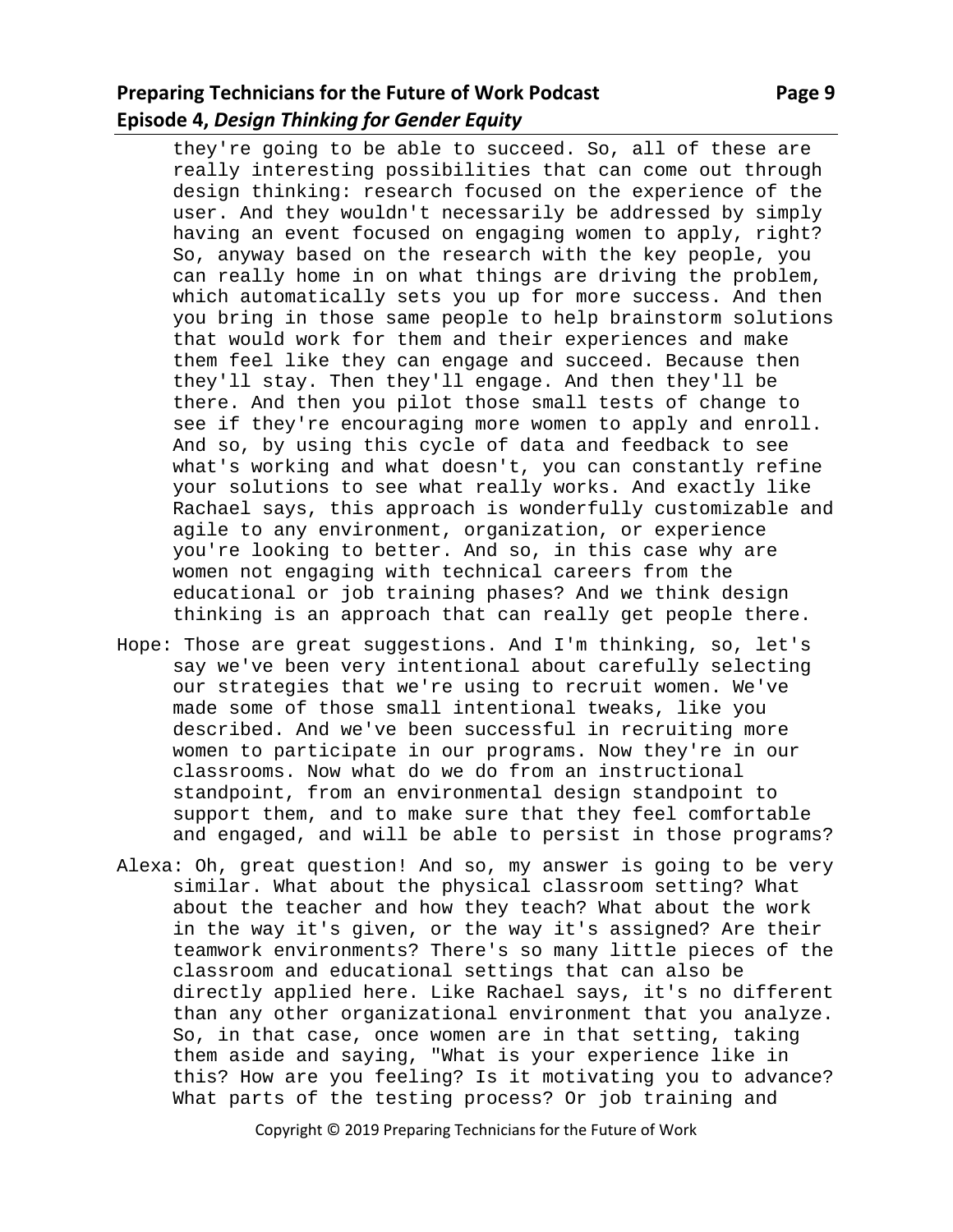they're going to be able to succeed. So, all of these are really interesting possibilities that can come out through design thinking: research focused on the experience of the user. And they wouldn't necessarily be addressed by simply having an event focused on engaging women to apply, right? So, anyway based on the research with the key people, you can really home in on what things are driving the problem, which automatically sets you up for more success. And then you bring in those same people to help brainstorm solutions that would work for them and their experiences and make them feel like they can engage and succeed. Because then they'll stay. Then they'll engage. And then they'll be there. And then you pilot those small tests of change to see if they're encouraging more women to apply and enroll. And so, by using this cycle of data and feedback to see what's working and what doesn't, you can constantly refine your solutions to see what really works. And exactly like Rachael says, this approach is wonderfully customizable and agile to any environment, organization, or experience you're looking to better. And so, in this case why are women not engaging with technical careers from the educational or job training phases? And we think design thinking is an approach that can really get people there.

Hope: Those are great suggestions. And I'm thinking, so, let's say we've been very intentional about carefully selecting our strategies that we're using to recruit women. We've made some of those small intentional tweaks, like you described. And we've been successful in recruiting more women to participate in our programs. Now they're in our classrooms. Now what do we do from an instructional standpoint, from an environmental design standpoint to support them, and to make sure that they feel comfortable and engaged, and will be able to persist in those programs?

Alexa: Oh, great question! And so, my answer is going to be very similar. What about the physical classroom setting? What about the teacher and how they teach? What about the work in the way it's given, or the way it's assigned? Are their teamwork environments? There's so many little pieces of the classroom and educational settings that can also be directly applied here. Like Rachael says, it's no different than any other organizational environment that you analyze. So, in that case, once women are in that setting, taking them aside and saying, "What is your experience like in this? How are you feeling? Is it motivating you to advance? What parts of the testing process? Or job training and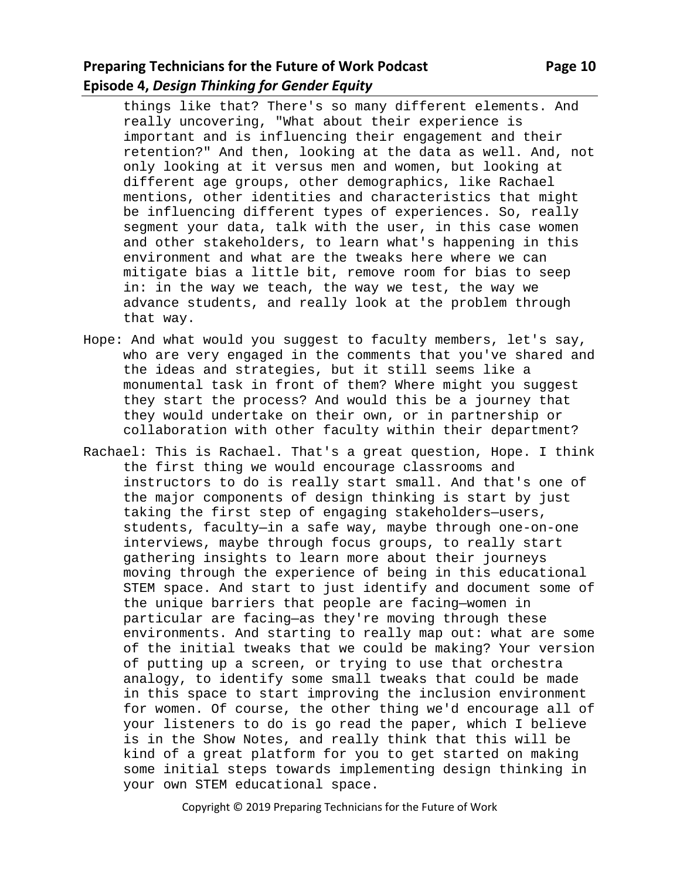things like that? There's so many different elements. And really uncovering, "What about their experience is important and is influencing their engagement and their retention?" And then, looking at the data as well. And, not only looking at it versus men and women, but looking at different age groups, other demographics, like Rachael mentions, other identities and characteristics that might be influencing different types of experiences. So, really segment your data, talk with the user, in this case women and other stakeholders, to learn what's happening in this environment and what are the tweaks here where we can mitigate bias a little bit, remove room for bias to seep in: in the way we teach, the way we test, the way we advance students, and really look at the problem through that way.

Hope: And what would you suggest to faculty members, let's say, who are very engaged in the comments that you've shared and the ideas and strategies, but it still seems like a monumental task in front of them? Where might you suggest they start the process? And would this be a journey that they would undertake on their own, or in partnership or collaboration with other faculty within their department?

Rachael: This is Rachael. That's a great question, Hope. I think the first thing we would encourage classrooms and instructors to do is really start small. And that's one of the major components of design thinking is start by just taking the first step of engaging stakeholders—users, students, faculty—in a safe way, maybe through one-on-one interviews, maybe through focus groups, to really start gathering insights to learn more about their journeys moving through the experience of being in this educational STEM space. And start to just identify and document some of the unique barriers that people are facing—women in particular are facing—as they're moving through these environments. And starting to really map out: what are some of the initial tweaks that we could be making? Your version of putting up a screen, or trying to use that orchestra analogy, to identify some small tweaks that could be made in this space to start improving the inclusion environment for women. Of course, the other thing we'd encourage all of your listeners to do is go read the paper, which I believe is in the Show Notes, and really think that this will be kind of a great platform for you to get started on making some initial steps towards implementing design thinking in your own STEM educational space.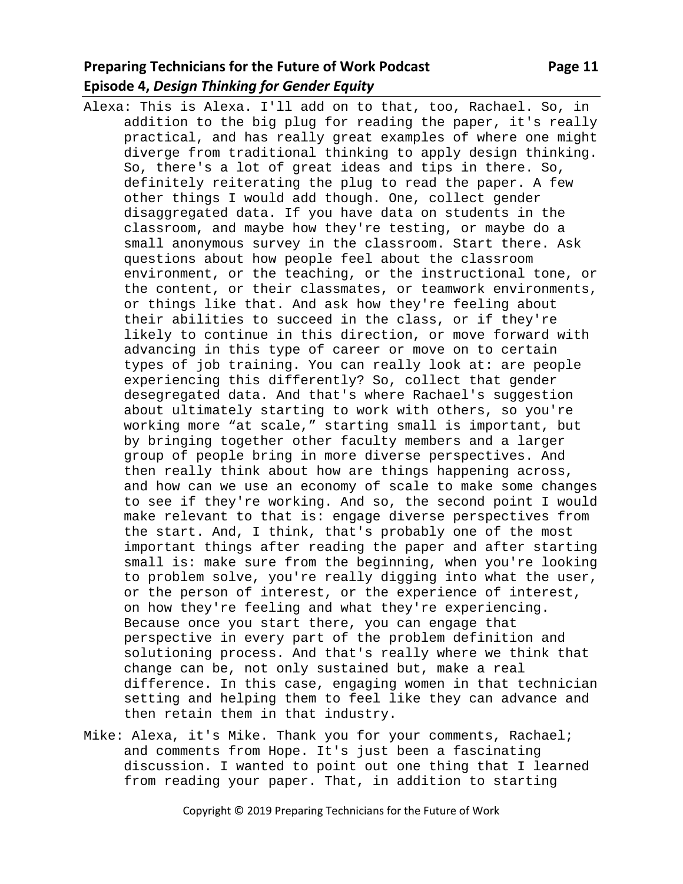Alexa: This is Alexa. I'll add on to that, too, Rachael. So, in addition to the big plug for reading the paper, it's really practical, and has really great examples of where one might diverge from traditional thinking to apply design thinking. So, there's a lot of great ideas and tips in there. So, definitely reiterating the plug to read the paper. A few other things I would add though. One, collect gender disaggregated data. If you have data on students in the classroom, and maybe how they're testing, or maybe do a small anonymous survey in the classroom. Start there. Ask questions about how people feel about the classroom environment, or the teaching, or the instructional tone, or the content, or their classmates, or teamwork environments, or things like that. And ask how they're feeling about their abilities to succeed in the class, or if they're likely to continue in this direction, or move forward with advancing in this type of career or move on to certain types of job training. You can really look at: are people experiencing this differently? So, collect that gender desegregated data. And that's where Rachael's suggestion about ultimately starting to work with others, so you're working more "at scale," starting small is important, but by bringing together other faculty members and a larger group of people bring in more diverse perspectives. And then really think about how are things happening across, and how can we use an economy of scale to make some changes to see if they're working. And so, the second point I would make relevant to that is: engage diverse perspectives from the start. And, I think, that's probably one of the most important things after reading the paper and after starting small is: make sure from the beginning, when you're looking to problem solve, you're really digging into what the user, or the person of interest, or the experience of interest, on how they're feeling and what they're experiencing. Because once you start there, you can engage that perspective in every part of the problem definition and solutioning process. And that's really where we think that change can be, not only sustained but, make a real difference. In this case, engaging women in that technician setting and helping them to feel like they can advance and then retain them in that industry.

Mike: Alexa, it's Mike. Thank you for your comments, Rachael; and comments from Hope. It's just been a fascinating discussion. I wanted to point out one thing that I learned from reading your paper. That, in addition to starting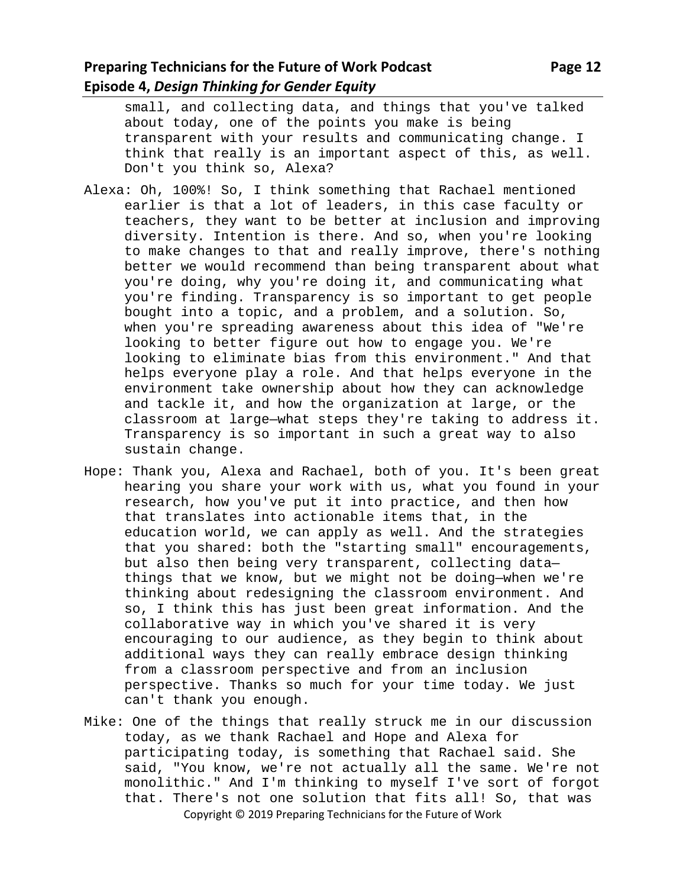small, and collecting data, and things that you've talked about today, one of the points you make is being transparent with your results and communicating change. I think that really is an important aspect of this, as well. Don't you think so, Alexa?

Alexa: Oh, 100%! So, I think something that Rachael mentioned earlier is that a lot of leaders, in this case faculty or teachers, they want to be better at inclusion and improving diversity. Intention is there. And so, when you're looking to make changes to that and really improve, there's nothing better we would recommend than being transparent about what you're doing, why you're doing it, and communicating what you're finding. Transparency is so important to get people bought into a topic, and a problem, and a solution. So, when you're spreading awareness about this idea of "We're looking to better figure out how to engage you. We're looking to eliminate bias from this environment." And that helps everyone play a role. And that helps everyone in the environment take ownership about how they can acknowledge and tackle it, and how the organization at large, or the classroom at large—what steps they're taking to address it. Transparency is so important in such a great way to also sustain change.

Hope: Thank you, Alexa and Rachael, both of you. It's been great hearing you share your work with us, what you found in your research, how you've put it into practice, and then how that translates into actionable items that, in the education world, we can apply as well. And the strategies that you shared: both the "starting small" encouragements, but also then being very transparent, collecting data—things that we know, but we might not be doing—when we're thinking about redesigning the classroom environment. And so, I think this has just been great information. And the collaborative way in which you've shared it is very encouraging to our audience, as they begin to think about additional ways they can really embrace design thinking from a classroom perspective and from an inclusion perspective. Thanks so much for your time today. We just can't thank you enough.

Mike: One of the things that really struck me in our discussion today, as we thank Rachael and Hope and Alexa for participating today, is something that Rachael said. She said, "You know, we're not actually all the same. We're not monolithic." And I'm thinking to myself I've sort of forgot that. There's not one solution that fits all! So, that was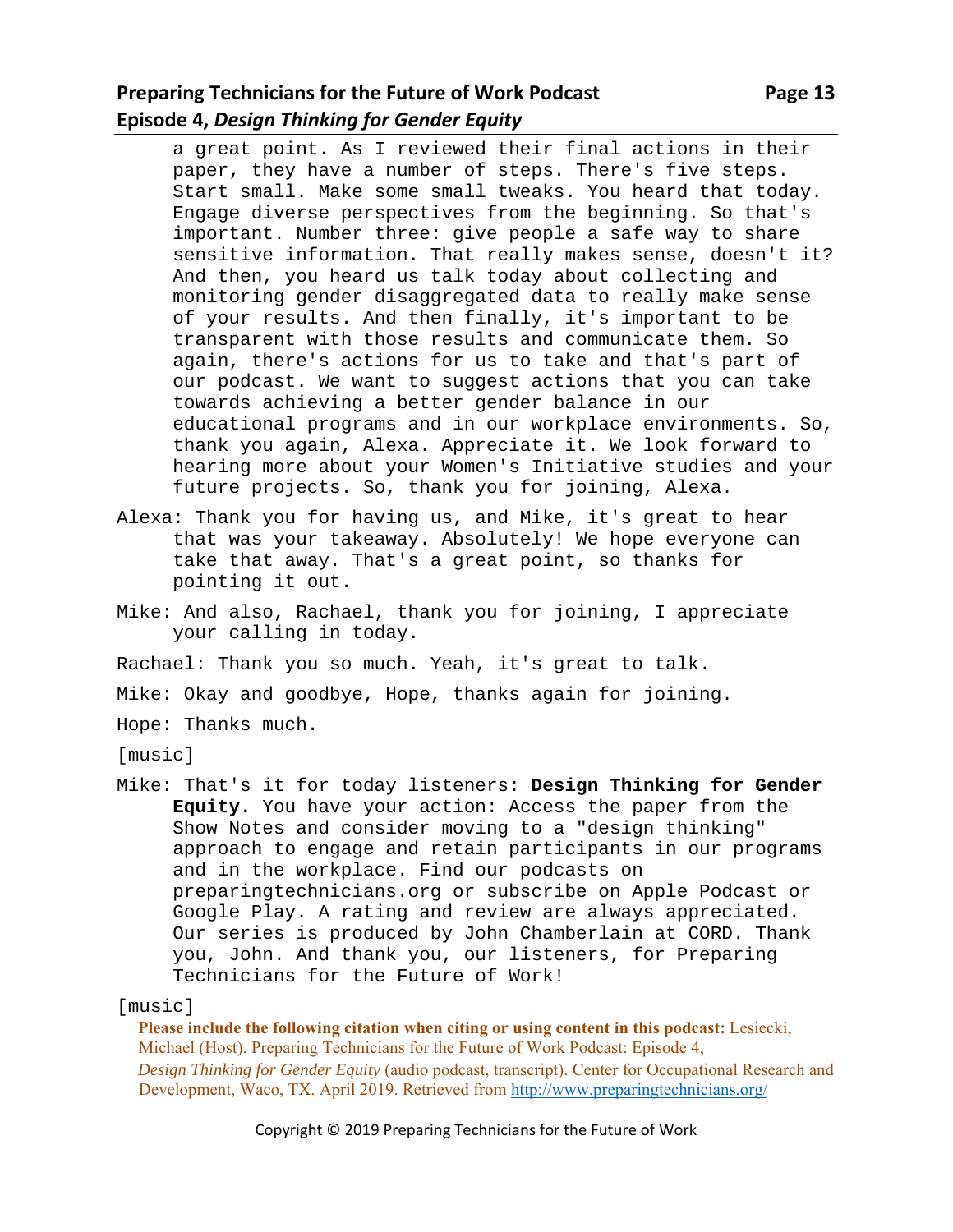a great point. As I reviewed their final actions in their paper, they have a number of steps. There's five steps. Start small. Make some small tweaks. You heard that today. Engage diverse perspectives from the beginning. So that's important. Number three: give people a safe way to share sensitive information. That really makes sense, doesn't it? And then, you heard us talk today about collecting and monitoring gender disaggregated data to really make sense of your results. And then finally, it's important to be transparent with those results and communicate them. So again, there's actions for us to take and that's part of our podcast. We want to suggest actions that you can take towards achieving a better gender balance in our educational programs and in our workplace environments. So, thank you again, Alexa. Appreciate it. We look forward to hearing more about your Women's Initiative studies and your future projects. So, thank you for joining, Alexa.

Alexa: Thank you for having us, and Mike, it's great to hear that was your takeaway. Absolutely! We hope everyone can take that away. That's a great point, so thanks for pointing it out.

Mike: And also, Rachael, thank you for joining, I appreciate your calling in today.

Rachael: Thank you so much. Yeah, it's great to talk.

Mike: Okay and goodbye, Hope, thanks again for joining.

Hope: Thanks much.

[music]

Mike: That's it for today listeners: **Design Thinking for Gender Equity.** You have your action: Access the paper from the Show Notes and consider moving to a "design thinking" approach to engage and retain participants in our programs and in the workplace. Find our podcasts on preparingtechnicians.org or subscribe on Apple Podcast or Google Play. A rating and review are always appreciated. Our series is produced by John Chamberlain at CORD. Thank you, John. And thank you, our listeners, for Preparing Technicians for the Future of Work!

[music]

**Please include the following citation when citing or using content in this podcast:** Lesiecki, Michael (Host). Preparing Technicians for the Future of Work Podcast: Episode 4, *Design Thinking for Gender Equity* (audio podcast, transcript). Center for Occupational Research and Development, Waco, TX. April 2019. Retrieved from http://www.preparingtechnicians.org/

Copyright © 2019 Preparing Technicians for the Future of Work